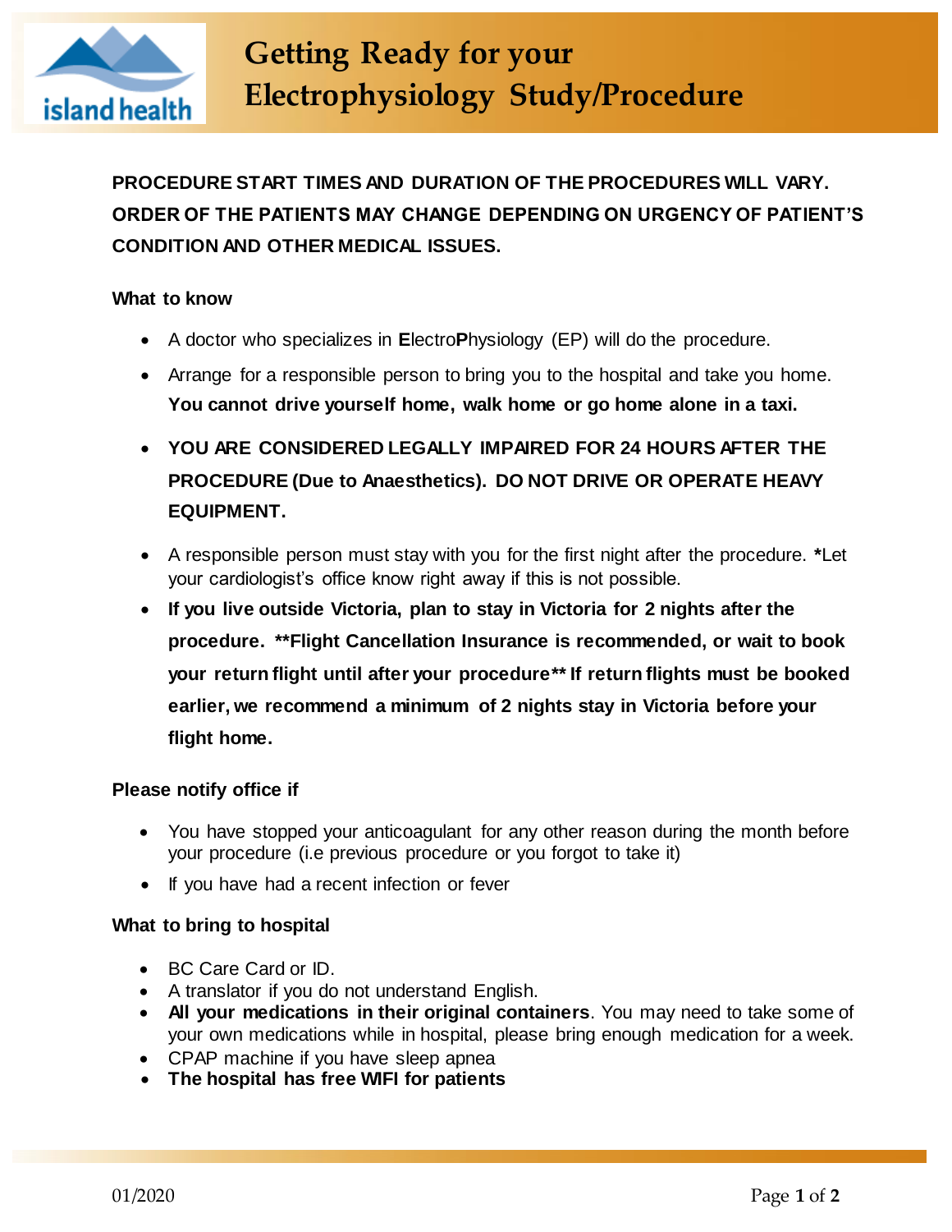# Getting Ready for your Electrophysiology Study/Procedure

**PROCEDURE START TIMES AND DURATION OF THE PROCEDURES WILL VARY. ORDER OF THE PATIENTS MAY CHANGE DEPENDING ON URGENCY OF PATIENT'S CONDITION AND OTHER MEDICAL ISSUES.**

**What to know**

- A doctor who specializes in **E**lectro**P**hysiology (EP) will do the procedure.
- Arrange for a responsible person to bring you to the hospital and take you home. **You cannot drive yourself home, walk home or go home alone in a taxi.**
- **YOU ARE CONSIDERED LEGALLY IMPAIRED FOR 24 HOURS AFTER THE PROCEDURE (Due to Anaesthetics). DO NOT DRIVE OR OPERATE HEAVY EQUIPMENT.**
- A responsible person must stay with you for the first night after the procedure. ***Let** your cardiologist's office know right away if this is not possible.
- **If you live outside Victoria, plan to stay in Victoria for 2 nights after the procedure. **Flight Cancellation Insurance is recommended, or wait to book your return flight until after your procedure** If return flights must be booked earlier, we recommend a minimum of 2 nights stay in Victoria before your flight home.**

**Please notify office if**

- You have stopped your anticoagulant for any other reason during the month before your procedure (i.e previous procedure or you forgot to take it)
- If you have had a recent infection or fever

**What to bring to hospital**

- BC Care Card or ID.
- A translator if you do not understand English.
- **All your medications in their original containers**. You may need to take some of your own medications while in hospital, please bring enough medication for a week.
- CPAP machine if you have sleep apnea
- **The hospital has free WIFI for patients**

01/2020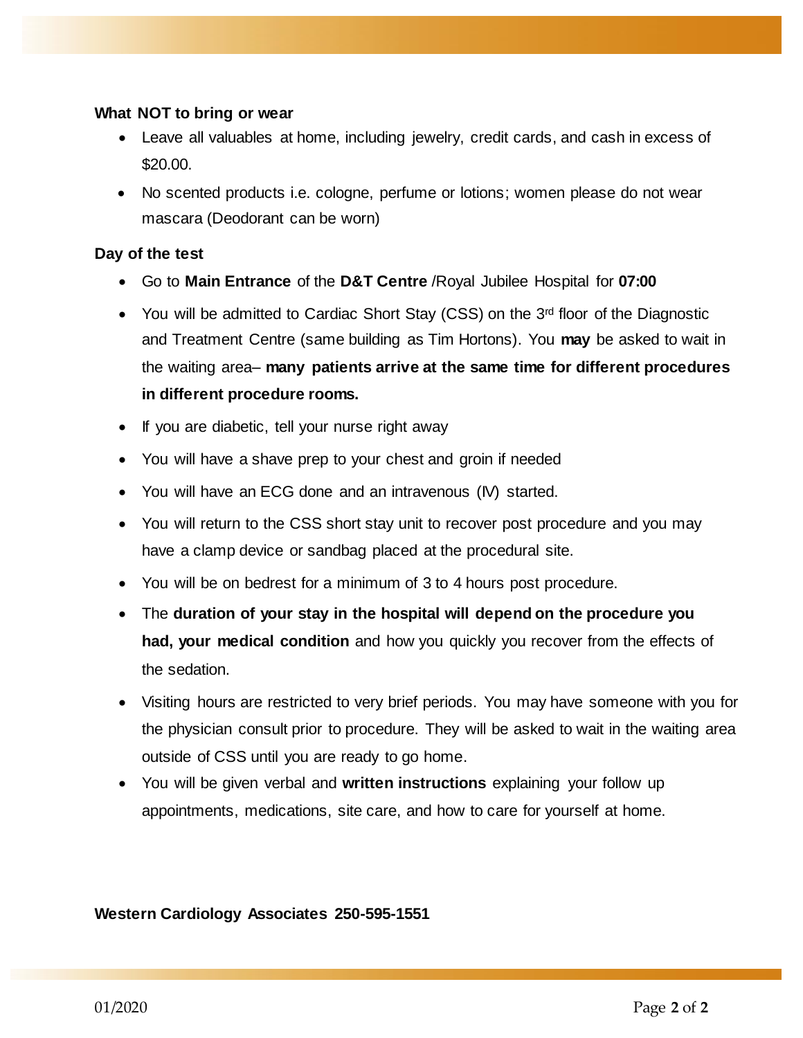**What NOT to bring or wear**

- Leave all valuables at home, including jewelry, credit cards, and cash in excess of $20.00.
- No scented products i.e. cologne, perfume or lotions; women please do not wear mascara (Deodorant can be worn)

**Day of the test**

- Go to **Main Entrance** of the **D&T Centre** /Royal Jubilee Hospital for **07:00**
- You will be admitted to Cardiac Short Stay (CSS) on the 3rd floor of the Diagnostic and Treatment Centre (same building as Tim Hortons). You **may** be asked to wait in the waiting area– **many patients arrive at the same time for different procedures in different procedure rooms.**
- If you are diabetic, tell your nurse right away
- You will have a shave prep to your chest and groin if needed
- You will have an ECG done and an intravenous (IV) started.
- You will return to the CSS short stay unit to recover post procedure and you may have a clamp device or sandbag placed at the procedural site.
- You will be on bedrest for a minimum of 3 to 4 hours post procedure.
- The **duration of your stay in the hospital will depend on the procedure you had, your medical condition** and how you quickly you recover from the effects of the sedation.
- Visiting hours are restricted to very brief periods. You may have someone with you for the physician consult prior to procedure. They will be asked to wait in the waiting area outside of CSS until you are ready to go home.
- You will be given verbal and **written instructions** explaining your follow up appointments, medications, site care, and how to care for yourself at home.

**Western Cardiology Associates 250-595-1551**

01/2020